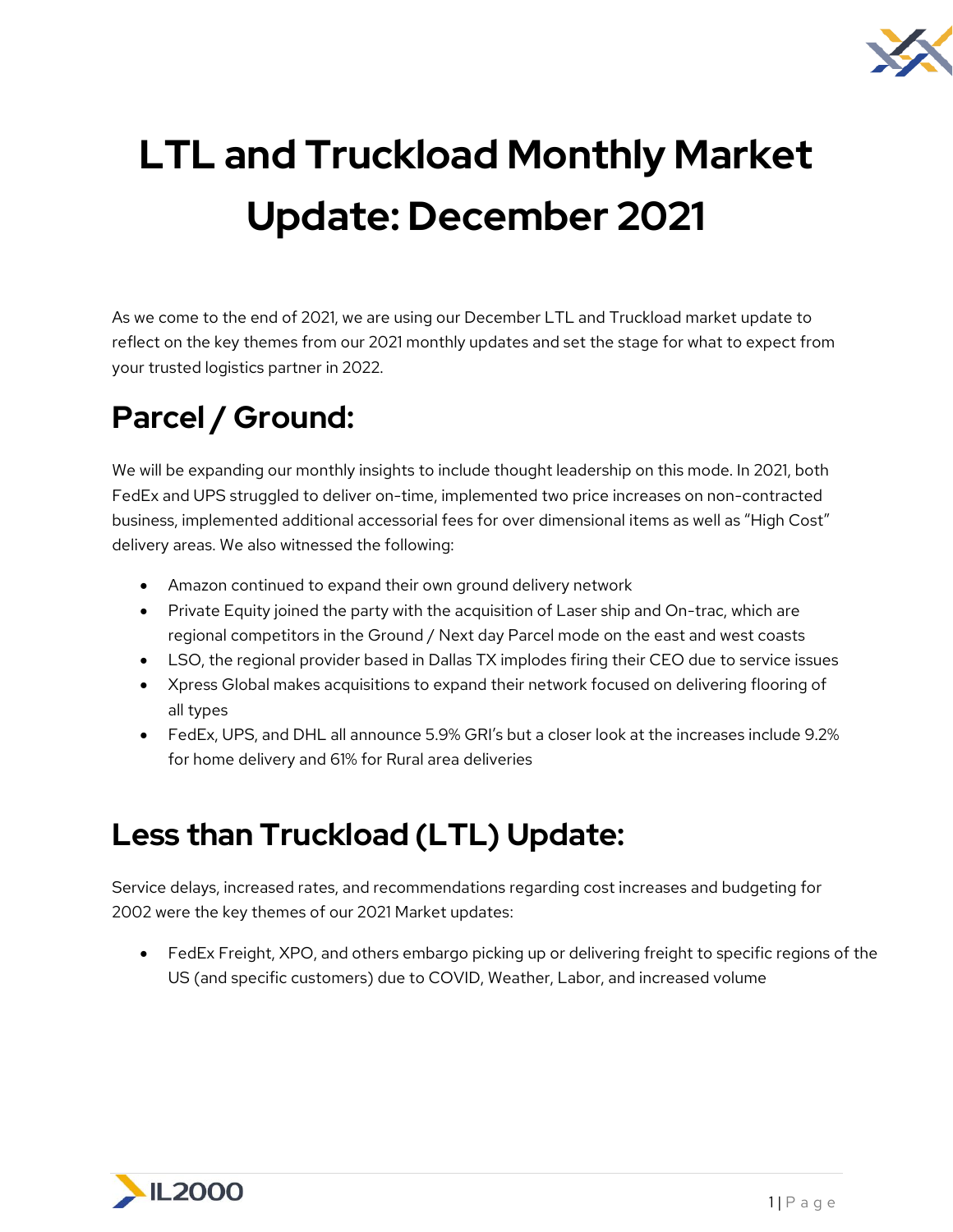# LTL and Truckload Monthly Market Update: December 2021

As we come to the end of 2021, we are using our December LTL and Truckload market update to reflect on the key themes from our 2021 monthly updates and set the stage for what to expect from your trusted logistics partner in 2022.

## Parcel / Ground:

We will be expanding our monthly insights to include thought leadership on this mode. In 2021, both FedEx and UPS struggled to deliver on-time, implemented two price increases on non-contracted business, implemented additional accessorial fees for over dimensional items as well as "High Cost" delivery areas. We also witnessed the following:

- Amazon continued to expand their own ground delivery network
- Private Equity joined the party with the acquisition of Laser ship and On-trac, which are regional competitors in the Ground / Next day Parcel mode on the east and west coasts
- LSO, the regional provider based in Dallas TX implodes firing their CEO due to service issues
- Xpress Global makes acquisitions to expand their network focused on delivering flooring of all types
- FedEx, UPS, and DHL all announce 5.9% GRI's but a closer look at the increases include 9.2% for home delivery and 61% for Rural area deliveries

## Less than Truckload (LTL) Update:

Service delays, increased rates, and recommendations regarding cost increases and budgeting for 2002 were the key themes of our 2021 Market updates:

- FedEx Freight, XPO, and others embargo picking up or delivering freight to specific regions of the US (and specific customers) due to COVID, Weather, Labor, and increased volume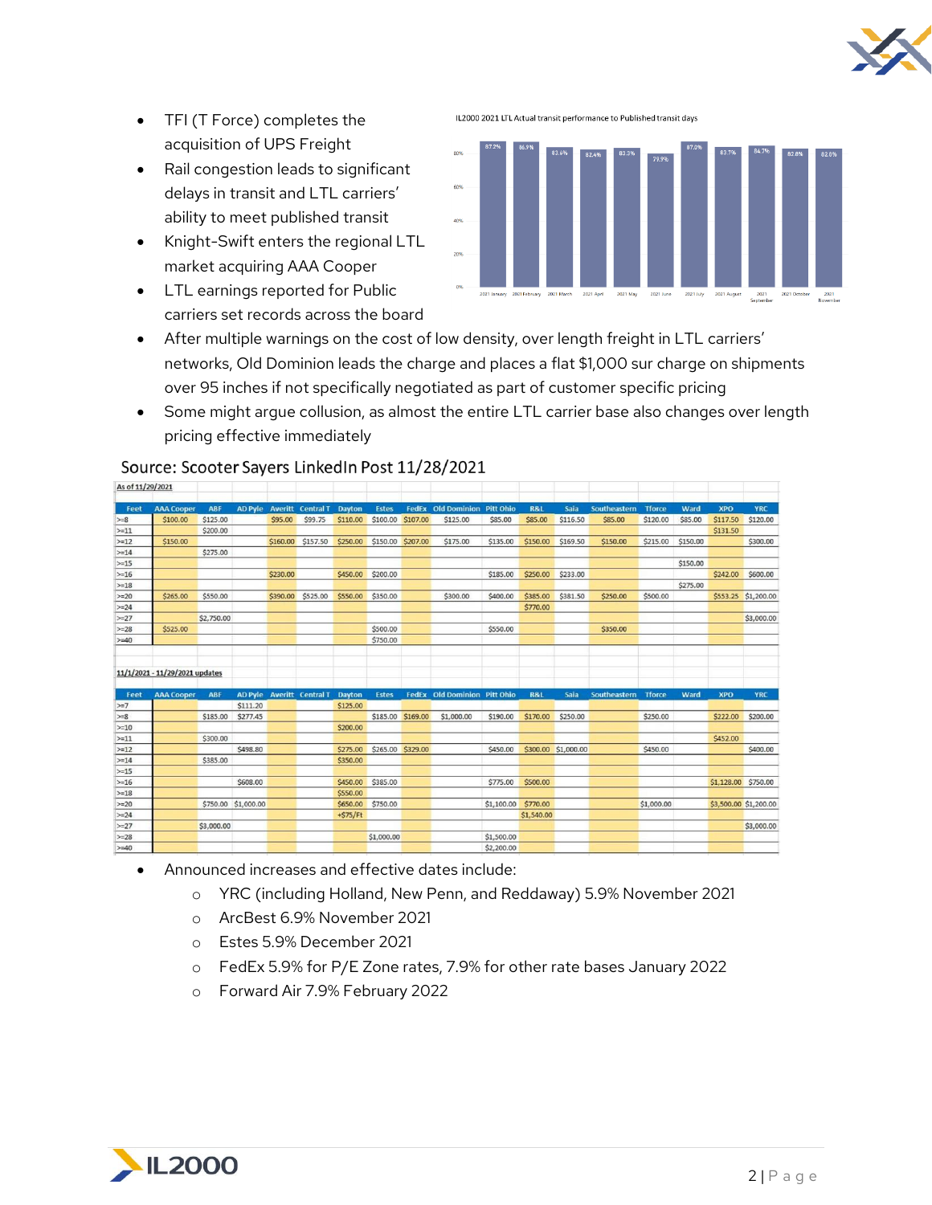- TFI (T Force) completes the acquisition of UPS Freight
- Rail congestion leads to significant delays in transit and LTL carriers' ability to meet published transit
- Knight-Swift enters the regional LTL market acquiring AAA Cooper
- LTL earnings reported for Public carriers set records across the board
- After multiple warnings on the cost of low density, over length freight in LTL carriers' networks, Old Dominion leads the charge and places a flat $1,000 sur charge on shipments over 95 inches if not specifically negotiated as part of customer specific pricing
- Some might argue collusion, as almost the entire LTL carrier base also changes over length pricing effective immediately

IL2000 2021 LTL Actual transit performance to Published transit days

| Month | Performance |
|---|---|
| 2021 January | 87.2% |
| 2021 February | 86.9% |
| 2021 March | 83.6% |
| 2021 April | 82.4% |
| 2021 May | 83.3% |
| 2021 June | 79.9% |
| 2021 July | 87.0% |
| 2021 August | 83.7% |
| 2021 September | 84.7% |
| 2021 October | 82.8% |
| 2021 November | 82.0% |

## Source: Scooter Sayers LinkedIn Post 11/28/2021

**As of 11/29/2021**

| Feet | AAA Cooper | ABF | AD Pyle | Averitt | Central T | Dayton | Estes | FedEx | Old Dominion | Pitt Ohio | R&L | Saia | Southeastern | Tforce | Ward | XPO | YRC |
|---|---|---|---|---|---|---|---|---|---|---|---|---|---|---|---|---|---|
| >=8 | $100.00 | $125.00 | | $95.00 | $99.75 | $110.00 | $100.00 | $107.00 | $125.00 | $85.00 | $85.00 | $116.50 | $85.00 | $120.00 | $85.00 | $117.50 | $120.00 |
| >=11 | | $200.00 | | | | | | | | | | | | | | $131.50 | |
| >=12 | $150.00 | | | $160.00 | $157.50 | $250.00 | $150.00 | $207.00 | $175.00 | $135.00 | $150.00 | $169.50 | $150.00 | $215.00 | $150.00 | | $300.00 |
| >=14 | | $275.00 | | | | | | | | | | | | | | | |
| >=15 | | | | | | | | | | | | | | | $150.00 | | |
| >=16 | | | | $230.00 | | $450.00 | $200.00 | | | $185.00 | $250.00 | $233.00 | | | | $242.00 | $600.00 |
| >=18 | | | | | | | | | | | | | | | $275.00 | | |
| >=20 | $265.00 | $550.00 | | $390.00 | $525.00 | $550.00 | $350.00 | | $300.00 | $400.00 | $385.00 | $381.50 | $250.00 | $500.00 | | $553.25 | $1,200.00 |
| >=24 | | | | | | | | | | | $770.00 | | | | | | |
| >=27 | | $2,750.00 | | | | | | | | | | | | | | | $3,000.00 |
| >=28 | $525.00 | | | | | | $500.00 | | | $550.00 | | | $350.00 | | | | |
| >=40 | | | | | | | $750.00 | | | | | | | | | | |

**11/1/2021 - 11/29/2021 updates**

| Feet | AAA Cooper | ABF | AD Pyle | Averitt | Central T | Dayton | Estes | FedEx | Old Dominion | Pitt Ohio | R&L | Saia | Southeastern | Tforce | Ward | XPO | YRC |
|---|---|---|---|---|---|---|---|---|---|---|---|---|---|---|---|---|---|
| >=7 | | | $111.20 | | | $125.00 | | | | | | | | | | | |
| >=8 | | $185.00 | $277.45 | | | | $185.00 | $169.00 | $1,000.00 | $190.00 | $170.00 | $250.00 | | $250.00 | | $222.00 | $200.00 |
| >=10 | | | | | | $200.00 | | | | | | | | | | | |
| >=11 | | $300.00 | | | | | | | | | | | | | | $452.00 | |
| >=12 | | | $498.80 | | | $275.00 | $265.00 | $329.00 | | $450.00 | $300.00 | $1,000.00 | | $450.00 | | | $400.00 |
| >=14 | | $385.00 | | | | $350.00 | | | | | | | | | | | |
| >=15 | | | | | | | | | | | | | | | | | |
| >=16 | | | $608.00 | | | $450.00 | $385.00 | | | $775.00 | $500.00 | | | | | $1,128.00 | $750.00 |
| >=18 | | | | | | $550.00 | | | | | | | | | | | |
| >=20 | | $750.00 | $1,000.00 | | | $650.00 | $750.00 | | | $1,100.00 | $770.00 | | | $1,000.00 | | $3,500.00 | $1,200.00 |
| >=24 | | | | | | +$75/Ft | | | | | $1,540.00 | | | | | | |
| >=27 | | $3,000.00 | | | | | | | | | | | | | | | $3,000.00 |
| >=28 | | | | | | | $1,000.00 | | | $1,500.00 | | | | | | | |
| >=40 | | | | | | | | | | $2,200.00 | | | | | | | |

- Announced increases and effective dates include:
  - YRC (including Holland, New Penn, and Reddaway) 5.9% November 2021
  - ArcBest 6.9% November 2021
  - Estes 5.9% December 2021
  - FedEx 5.9% for P/E Zone rates, 7.9% for other rate bases January 2022
  - Forward Air 7.9% February 2022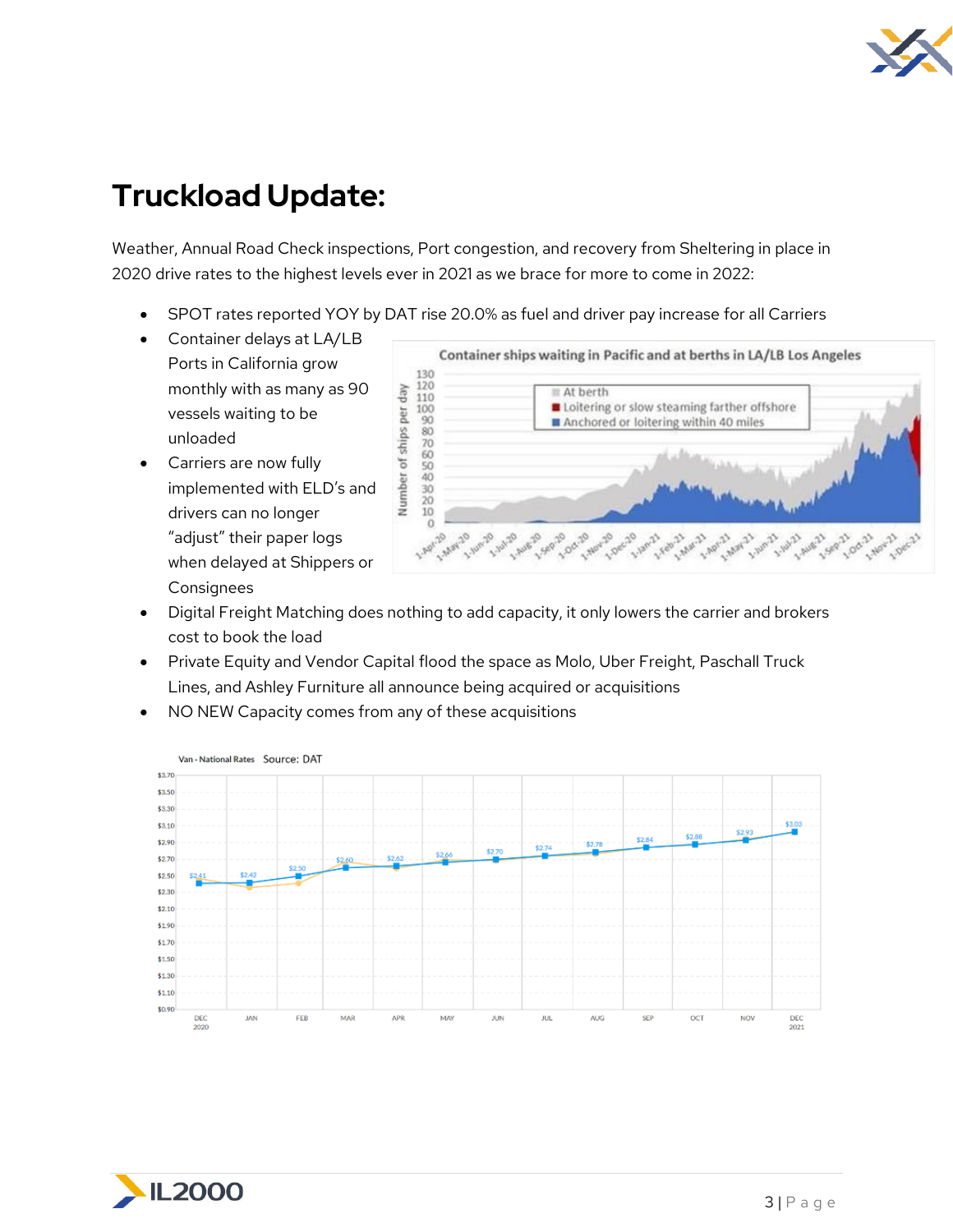# Truckload Update:

Weather, Annual Road Check inspections, Port congestion, and recovery from Sheltering in place in 2020 drive rates to the highest levels ever in 2021 as we brace for more to come in 2022:

- SPOT rates reported YOY by DAT rise 20.0% as fuel and driver pay increase for all Carriers
- Container delays at LA/LB Ports in California grow monthly with as many as 90 vessels waiting to be unloaded
- Carriers are now fully implemented with ELD's and drivers can no longer "adjust" their paper logs when delayed at Shippers or Consignees
- Digital Freight Matching does nothing to add capacity, it only lowers the carrier and brokers cost to book the load
- Private Equity and Vendor Capital flood the space as Molo, Uber Freight, Paschall Truck Lines, and Ashley Furniture all announce being acquired or acquisitions
- NO NEW Capacity comes from any of these acquisitions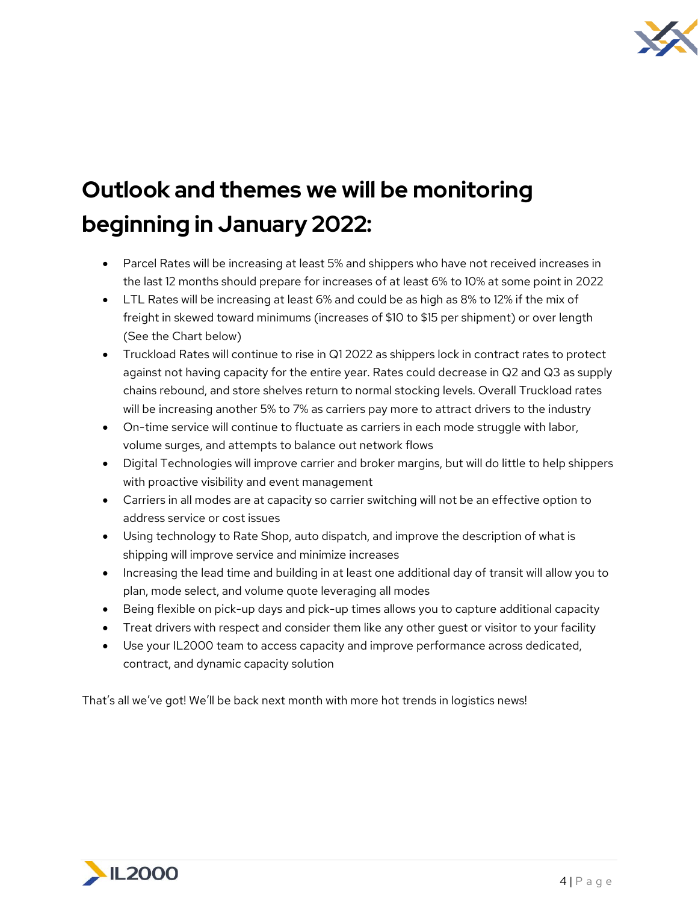# Outlook and themes we will be monitoring beginning in January 2022:

- Parcel Rates will be increasing at least 5% and shippers who have not received increases in the last 12 months should prepare for increases of at least 6% to 10% at some point in 2022
- LTL Rates will be increasing at least 6% and could be as high as 8% to 12% if the mix of freight in skewed toward minimums (increases of $10 to $15 per shipment) or over length (See the Chart below)
- Truckload Rates will continue to rise in Q1 2022 as shippers lock in contract rates to protect against not having capacity for the entire year. Rates could decrease in Q2 and Q3 as supply chains rebound, and store shelves return to normal stocking levels. Overall Truckload rates will be increasing another 5% to 7% as carriers pay more to attract drivers to the industry
- On-time service will continue to fluctuate as carriers in each mode struggle with labor, volume surges, and attempts to balance out network flows
- Digital Technologies will improve carrier and broker margins, but will do little to help shippers with proactive visibility and event management
- Carriers in all modes are at capacity so carrier switching will not be an effective option to address service or cost issues
- Using technology to Rate Shop, auto dispatch, and improve the description of what is shipping will improve service and minimize increases
- Increasing the lead time and building in at least one additional day of transit will allow you to plan, mode select, and volume quote leveraging all modes
- Being flexible on pick-up days and pick-up times allows you to capture additional capacity
- Treat drivers with respect and consider them like any other guest or visitor to your facility
- Use your IL2000 team to access capacity and improve performance across dedicated, contract, and dynamic capacity solution

That's all we've got! We'll be back next month with more hot trends in logistics news!